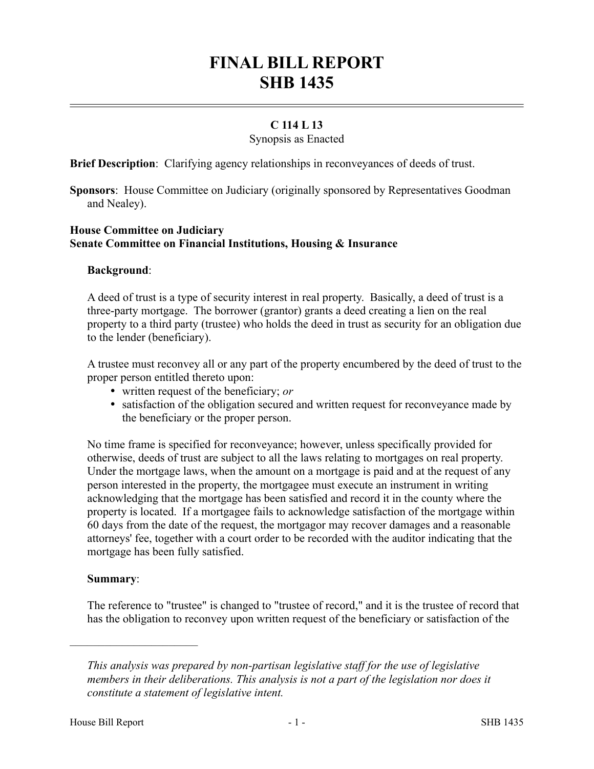# FINAL BILL REPORT
# SHB 1435

## C 114 L 13

Synopsis as Enacted

**Brief Description**: Clarifying agency relationships in reconveyances of deeds of trust.

**Sponsors**: House Committee on Judiciary (originally sponsored by Representatives Goodman and Nealey).

**House Committee on Judiciary**
**Senate Committee on Financial Institutions, Housing & Insurance**

**Background**:

A deed of trust is a type of security interest in real property. Basically, a deed of trust is a three-party mortgage. The borrower (grantor) grants a deed creating a lien on the real property to a third party (trustee) who holds the deed in trust as security for an obligation due to the lender (beneficiary).

A trustee must reconvey all or any part of the property encumbered by the deed of trust to the proper person entitled thereto upon:

- written request of the beneficiary; *or*
- satisfaction of the obligation secured and written request for reconveyance made by the beneficiary or the proper person.

No time frame is specified for reconveyance; however, unless specifically provided for otherwise, deeds of trust are subject to all the laws relating to mortgages on real property. Under the mortgage laws, when the amount on a mortgage is paid and at the request of any person interested in the property, the mortgagee must execute an instrument in writing acknowledging that the mortgage has been satisfied and record it in the county where the property is located. If a mortgagee fails to acknowledge satisfaction of the mortgage within 60 days from the date of the request, the mortgagor may recover damages and a reasonable attorneys' fee, together with a court order to be recorded with the auditor indicating that the mortgage has been fully satisfied.

**Summary**:

The reference to "trustee" is changed to "trustee of record," and it is the trustee of record that has the obligation to reconvey upon written request of the beneficiary or satisfaction of the

---

*This analysis was prepared by non-partisan legislative staff for the use of legislative members in their deliberations. This analysis is not a part of the legislation nor does it constitute a statement of legislative intent.*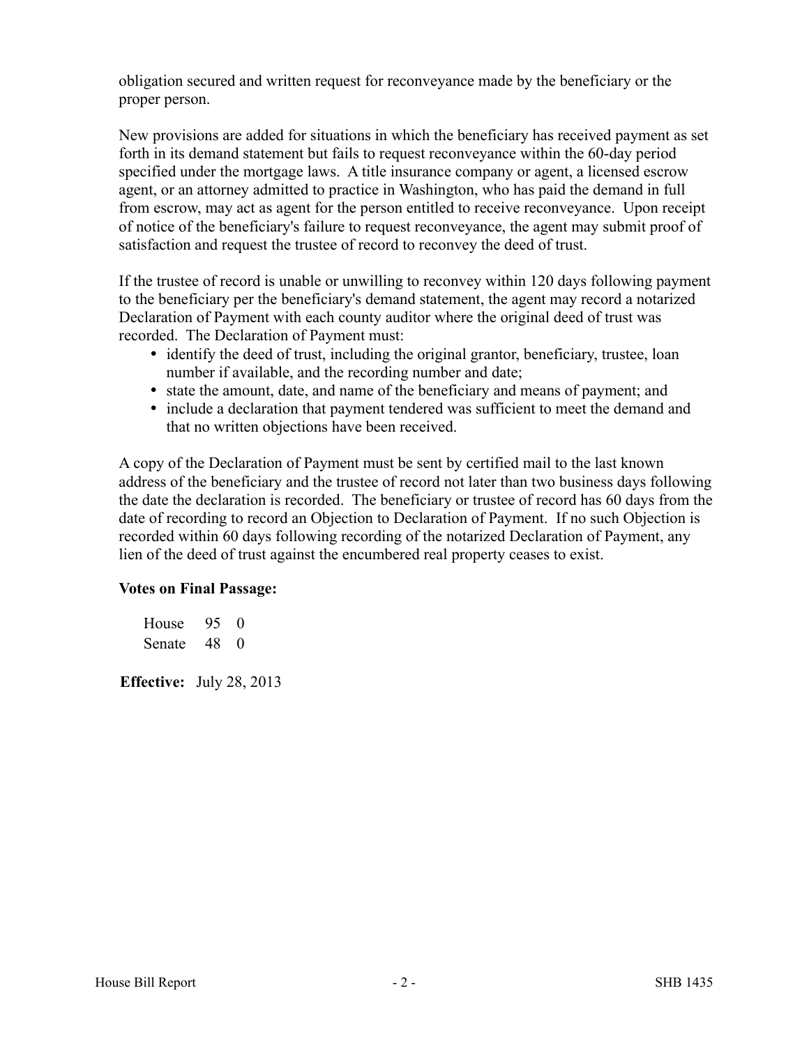obligation secured and written request for reconveyance made by the beneficiary or the proper person.

New provisions are added for situations in which the beneficiary has received payment as set forth in its demand statement but fails to request reconveyance within the 60-day period specified under the mortgage laws. A title insurance company or agent, a licensed escrow agent, or an attorney admitted to practice in Washington, who has paid the demand in full from escrow, may act as agent for the person entitled to receive reconveyance. Upon receipt of notice of the beneficiary's failure to request reconveyance, the agent may submit proof of satisfaction and request the trustee of record to reconvey the deed of trust.

If the trustee of record is unable or unwilling to reconvey within 120 days following payment to the beneficiary per the beneficiary's demand statement, the agent may record a notarized Declaration of Payment with each county auditor where the original deed of trust was recorded. The Declaration of Payment must:

- identify the deed of trust, including the original grantor, beneficiary, trustee, loan number if available, and the recording number and date;
- state the amount, date, and name of the beneficiary and means of payment; and
- include a declaration that payment tendered was sufficient to meet the demand and that no written objections have been received.

A copy of the Declaration of Payment must be sent by certified mail to the last known address of the beneficiary and the trustee of record not later than two business days following the date the declaration is recorded. The beneficiary or trustee of record has 60 days from the date of recording to record an Objection to Declaration of Payment. If no such Objection is recorded within 60 days following recording of the notarized Declaration of Payment, any lien of the deed of trust against the encumbered real property ceases to exist.

**Votes on Final Passage:**

| | | |
|---|---|---|
| House | 95 | 0 |
| Senate | 48 | 0 |

**Effective:** July 28, 2013